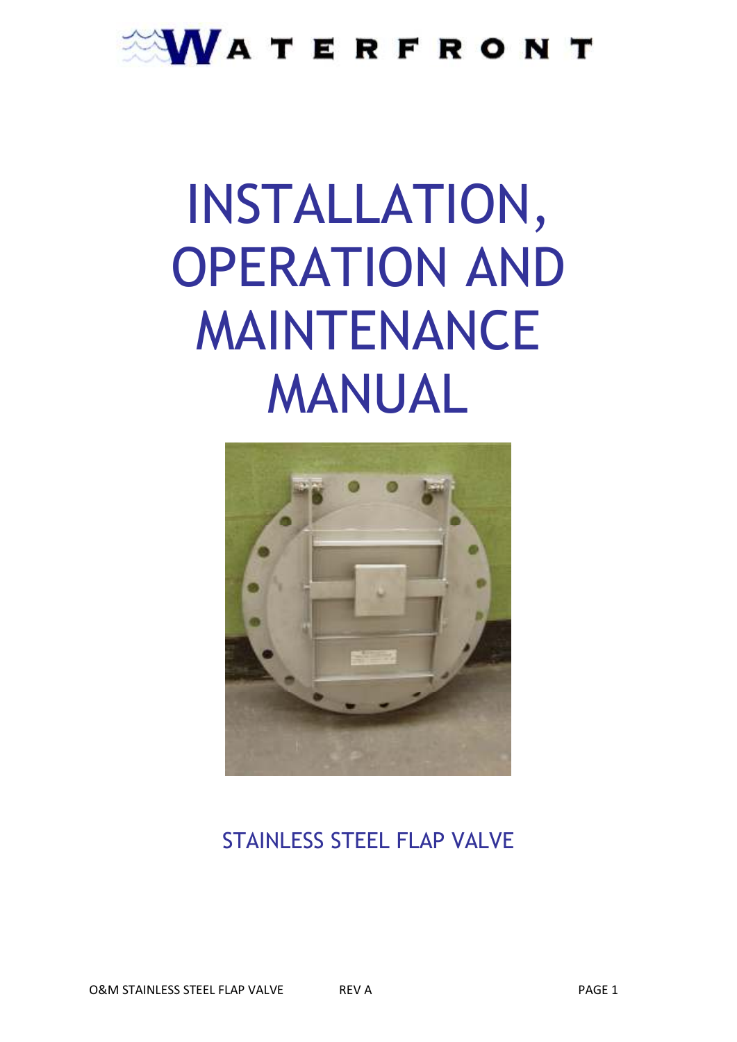WATERFRONT

# INSTALLATION, OPERATION AND MAINTENANCE MANUAL

## STAINLESS STEEL FLAP VALVE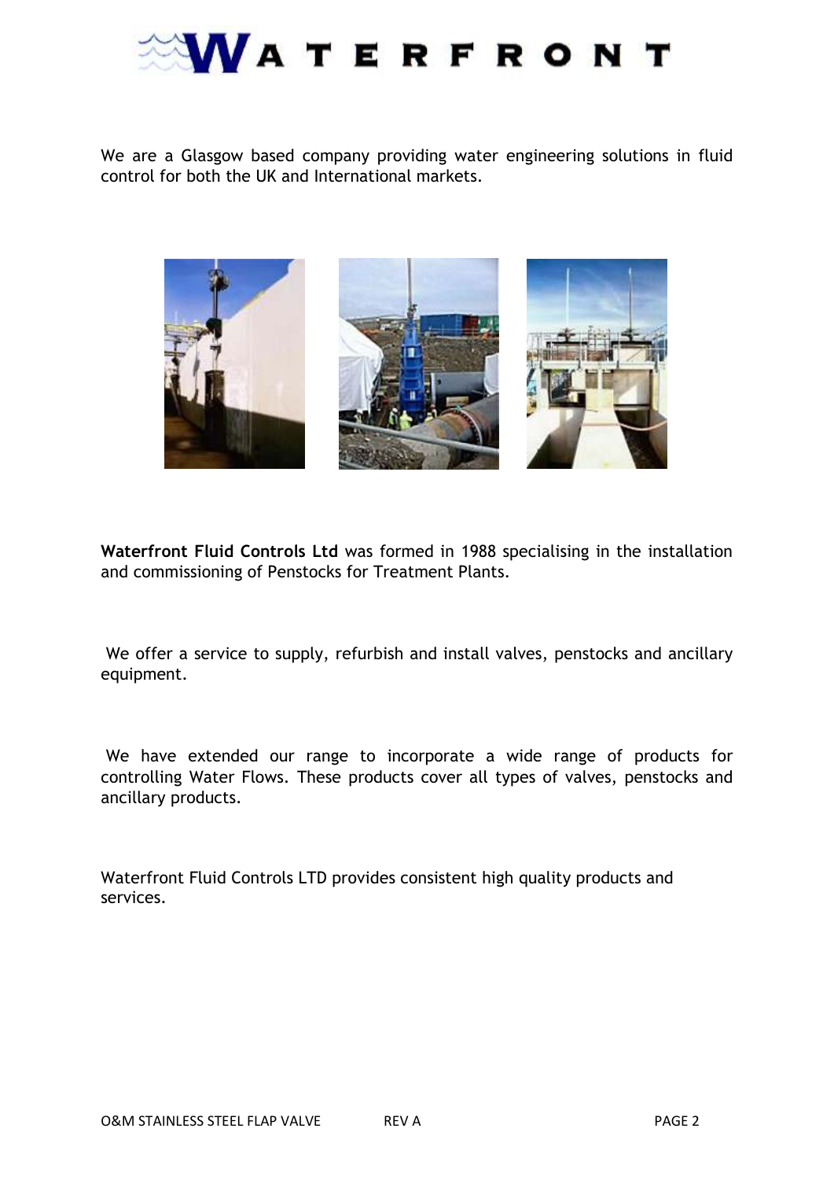# WATERFRONT

We are a Glasgow based company providing water engineering solutions in fluid control for both the UK and International markets.

**Waterfront Fluid Controls Ltd** was formed in 1988 specialising in the installation and commissioning of Penstocks for Treatment Plants.

We offer a service to supply, refurbish and install valves, penstocks and ancillary equipment.

We have extended our range to incorporate a wide range of products for controlling Water Flows. These products cover all types of valves, penstocks and ancillary products.

Waterfront Fluid Controls LTD provides consistent high quality products and services.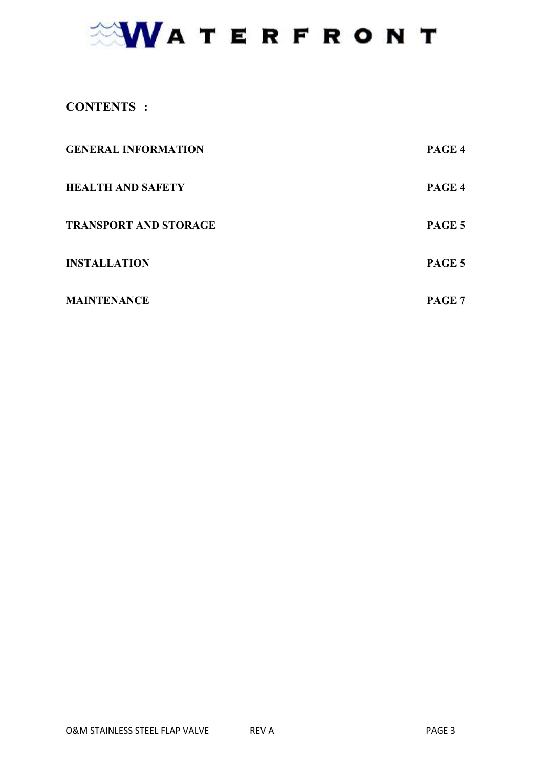WATERFRONT

## CONTENTS :

| | |
|---|---|
| **GENERAL INFORMATION** | **PAGE 4** |
| **HEALTH AND SAFETY** | **PAGE 4** |
| **TRANSPORT AND STORAGE** | **PAGE 5** |
| **INSTALLATION** | **PAGE 5** |
| **MAINTENANCE** | **PAGE 7** |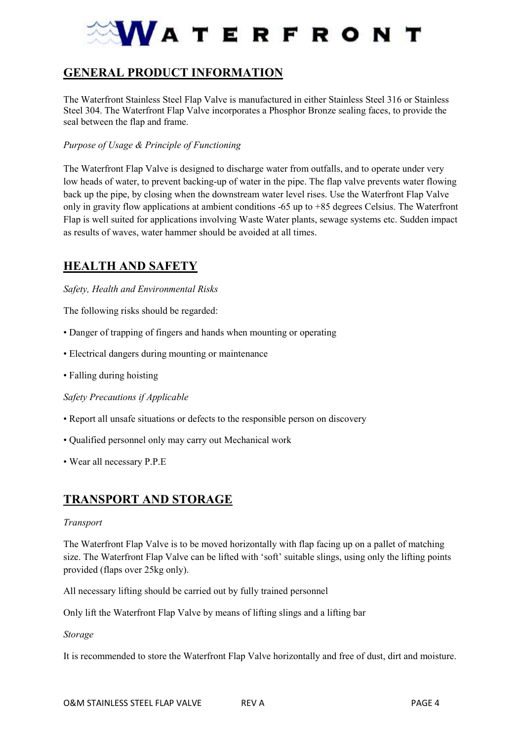## GENERAL PRODUCT INFORMATION

The Waterfront Stainless Steel Flap Valve is manufactured in either Stainless Steel 316 or Stainless Steel 304. The Waterfront Flap Valve incorporates a Phosphor Bronze sealing faces, to provide the seal between the flap and frame.

*Purpose of Usage & Principle of Functioning*

The Waterfront Flap Valve is designed to discharge water from outfalls, and to operate under very low heads of water, to prevent backing-up of water in the pipe. The flap valve prevents water flowing back up the pipe, by closing when the downstream water level rises. Use the Waterfront Flap Valve only in gravity flow applications at ambient conditions -65 up to +85 degrees Celsius. The Waterfront Flap is well suited for applications involving Waste Water plants, sewage systems etc. Sudden impact as results of waves, water hammer should be avoided at all times.

## HEALTH AND SAFETY

*Safety, Health and Environmental Risks*

The following risks should be regarded:

- Danger of trapping of fingers and hands when mounting or operating
- Electrical dangers during mounting or maintenance
- Falling during hoisting

*Safety Precautions if Applicable*

- Report all unsafe situations or defects to the responsible person on discovery
- Qualified personnel only may carry out Mechanical work
- Wear all necessary P.P.E

## TRANSPORT AND STORAGE

*Transport*

The Waterfront Flap Valve is to be moved horizontally with flap facing up on a pallet of matching size. The Waterfront Flap Valve can be lifted with 'soft' suitable slings, using only the lifting points provided (flaps over 25kg only).

All necessary lifting should be carried out by fully trained personnel

Only lift the Waterfront Flap Valve by means of lifting slings and a lifting bar

*Storage*

It is recommended to store the Waterfront Flap Valve horizontally and free of dust, dirt and moisture.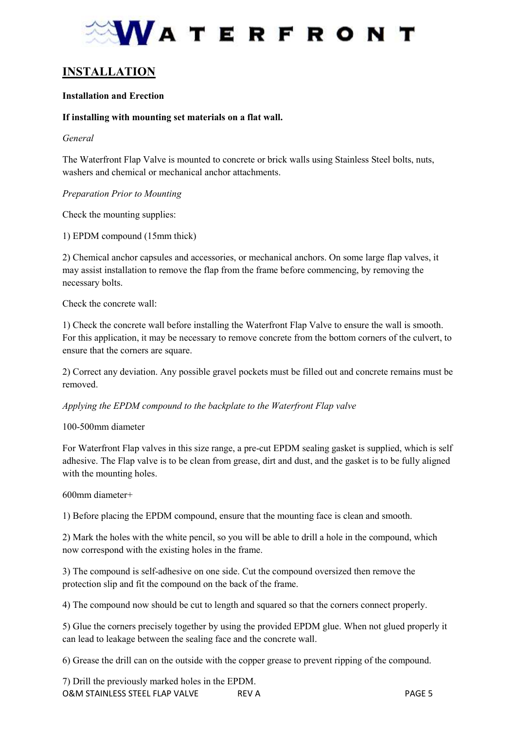## INSTALLATION

**Installation and Erection**

**If installing with mounting set materials on a flat wall.**

*General*

The Waterfront Flap Valve is mounted to concrete or brick walls using Stainless Steel bolts, nuts, washers and chemical or mechanical anchor attachments.

*Preparation Prior to Mounting*

Check the mounting supplies:

1) EPDM compound (15mm thick)

2) Chemical anchor capsules and accessories, or mechanical anchors. On some large flap valves, it may assist installation to remove the flap from the frame before commencing, by removing the necessary bolts.

Check the concrete wall:

1) Check the concrete wall before installing the Waterfront Flap Valve to ensure the wall is smooth. For this application, it may be necessary to remove concrete from the bottom corners of the culvert, to ensure that the corners are square.

2) Correct any deviation. Any possible gravel pockets must be filled out and concrete remains must be removed.

*Applying the EPDM compound to the backplate to the Waterfront Flap valve*

100-500mm diameter

For Waterfront Flap valves in this size range, a pre-cut EPDM sealing gasket is supplied, which is self adhesive. The Flap valve is to be clean from grease, dirt and dust, and the gasket is to be fully aligned with the mounting holes.

600mm diameter+

1) Before placing the EPDM compound, ensure that the mounting face is clean and smooth.

2) Mark the holes with the white pencil, so you will be able to drill a hole in the compound, which now correspond with the existing holes in the frame.

3) The compound is self-adhesive on one side. Cut the compound oversized then remove the protection slip and fit the compound on the back of the frame.

4) The compound now should be cut to length and squared so that the corners connect properly.

5) Glue the corners precisely together by using the provided EPDM glue. When not glued properly it can lead to leakage between the sealing face and the concrete wall.

6) Grease the drill can on the outside with the copper grease to prevent ripping of the compound.

7) Drill the previously marked holes in the EPDM.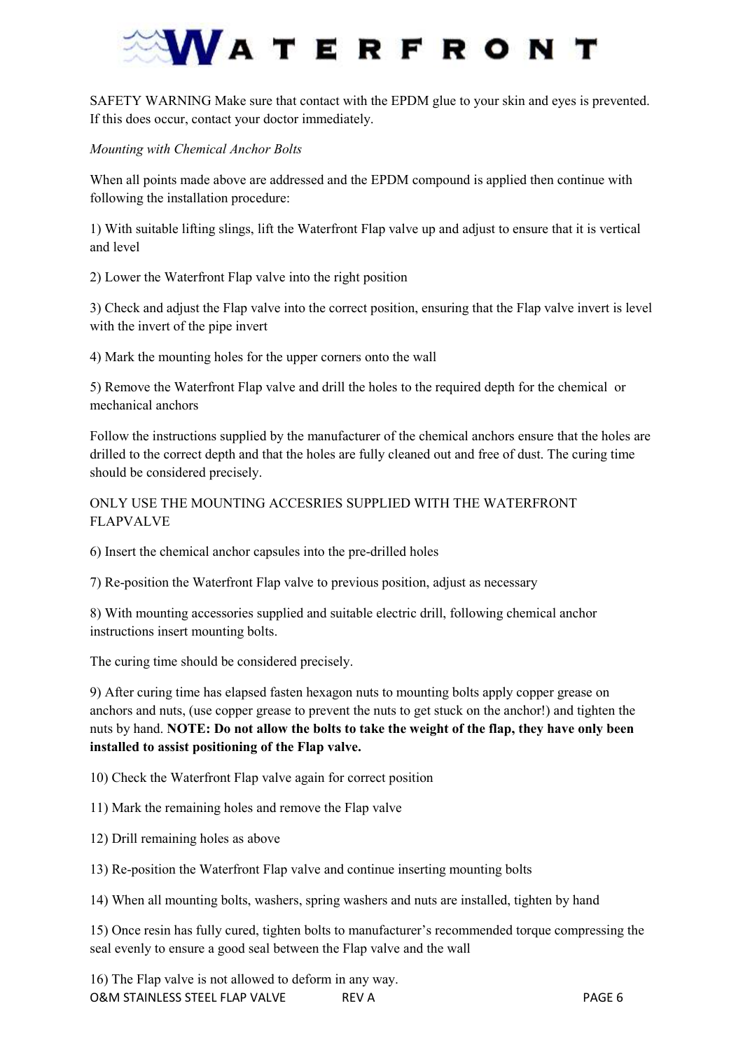SAFETY WARNING Make sure that contact with the EPDM glue to your skin and eyes is prevented. If this does occur, contact your doctor immediately.

*Mounting with Chemical Anchor Bolts*

When all points made above are addressed and the EPDM compound is applied then continue with following the installation procedure:

1) With suitable lifting slings, lift the Waterfront Flap valve up and adjust to ensure that it is vertical and level

2) Lower the Waterfront Flap valve into the right position

3) Check and adjust the Flap valve into the correct position, ensuring that the Flap valve invert is level with the invert of the pipe invert

4) Mark the mounting holes for the upper corners onto the wall

5) Remove the Waterfront Flap valve and drill the holes to the required depth for the chemical or mechanical anchors

Follow the instructions supplied by the manufacturer of the chemical anchors ensure that the holes are drilled to the correct depth and that the holes are fully cleaned out and free of dust. The curing time should be considered precisely.

ONLY USE THE MOUNTING ACCESRIES SUPPLIED WITH THE WATERFRONT FLAPVALVE

6) Insert the chemical anchor capsules into the pre-drilled holes

7) Re-position the Waterfront Flap valve to previous position, adjust as necessary

8) With mounting accessories supplied and suitable electric drill, following chemical anchor instructions insert mounting bolts.

The curing time should be considered precisely.

9) After curing time has elapsed fasten hexagon nuts to mounting bolts apply copper grease on anchors and nuts, (use copper grease to prevent the nuts to get stuck on the anchor!) and tighten the nuts by hand. **NOTE: Do not allow the bolts to take the weight of the flap, they have only been installed to assist positioning of the Flap valve.**

10) Check the Waterfront Flap valve again for correct position

11) Mark the remaining holes and remove the Flap valve

12) Drill remaining holes as above

13) Re-position the Waterfront Flap valve and continue inserting mounting bolts

14) When all mounting bolts, washers, spring washers and nuts are installed, tighten by hand

15) Once resin has fully cured, tighten bolts to manufacturer's recommended torque compressing the seal evenly to ensure a good seal between the Flap valve and the wall

16) The Flap valve is not allowed to deform in any way.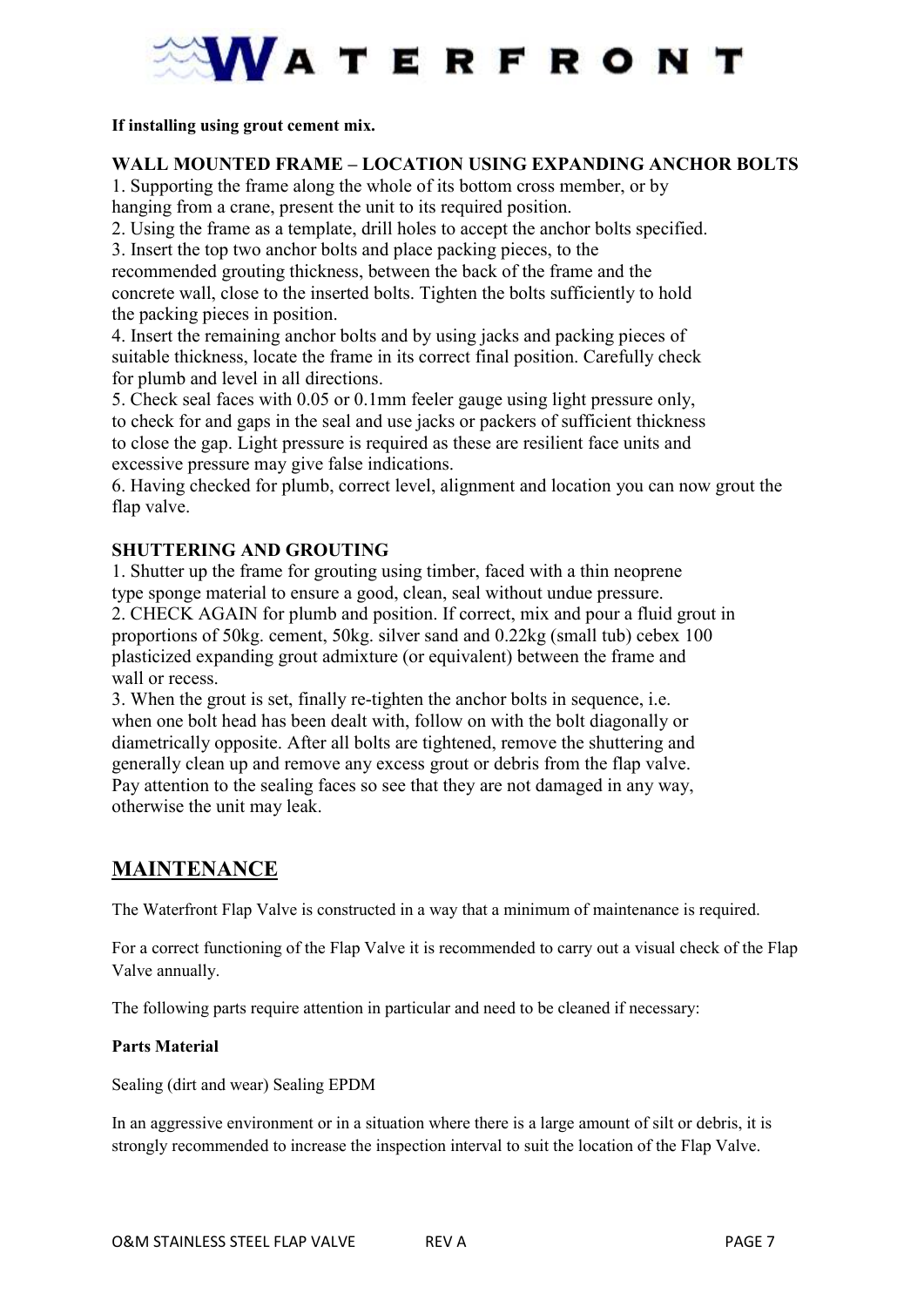**If installing using grout cement mix.**

**WALL MOUNTED FRAME – LOCATION USING EXPANDING ANCHOR BOLTS**

1. Supporting the frame along the whole of its bottom cross member, or by hanging from a crane, present the unit to its required position.
2. Using the frame as a template, drill holes to accept the anchor bolts specified.
3. Insert the top two anchor bolts and place packing pieces, to the recommended grouting thickness, between the back of the frame and the concrete wall, close to the inserted bolts. Tighten the bolts sufficiently to hold the packing pieces in position.
4. Insert the remaining anchor bolts and by using jacks and packing pieces of suitable thickness, locate the frame in its correct final position. Carefully check for plumb and level in all directions.
5. Check seal faces with 0.05 or 0.1mm feeler gauge using light pressure only, to check for and gaps in the seal and use jacks or packers of sufficient thickness to close the gap. Light pressure is required as these are resilient face units and excessive pressure may give false indications.
6. Having checked for plumb, correct level, alignment and location you can now grout the flap valve.

**SHUTTERING AND GROUTING**

1. Shutter up the frame for grouting using timber, faced with a thin neoprene type sponge material to ensure a good, clean, seal without undue pressure.
2. CHECK AGAIN for plumb and position. If correct, mix and pour a fluid grout in proportions of 50kg. cement, 50kg. silver sand and 0.22kg (small tub) cebex 100 plasticized expanding grout admixture (or equivalent) between the frame and wall or recess.
3. When the grout is set, finally re-tighten the anchor bolts in sequence, i.e. when one bolt head has been dealt with, follow on with the bolt diagonally or diametrically opposite. After all bolts are tightened, remove the shuttering and generally clean up and remove any excess grout or debris from the flap valve. Pay attention to the sealing faces so see that they are not damaged in any way, otherwise the unit may leak.

## MAINTENANCE

The Waterfront Flap Valve is constructed in a way that a minimum of maintenance is required.

For a correct functioning of the Flap Valve it is recommended to carry out a visual check of the Flap Valve annually.

The following parts require attention in particular and need to be cleaned if necessary:

**Parts Material**

Sealing (dirt and wear) Sealing EPDM

In an aggressive environment or in a situation where there is a large amount of silt or debris, it is strongly recommended to increase the inspection interval to suit the location of the Flap Valve.